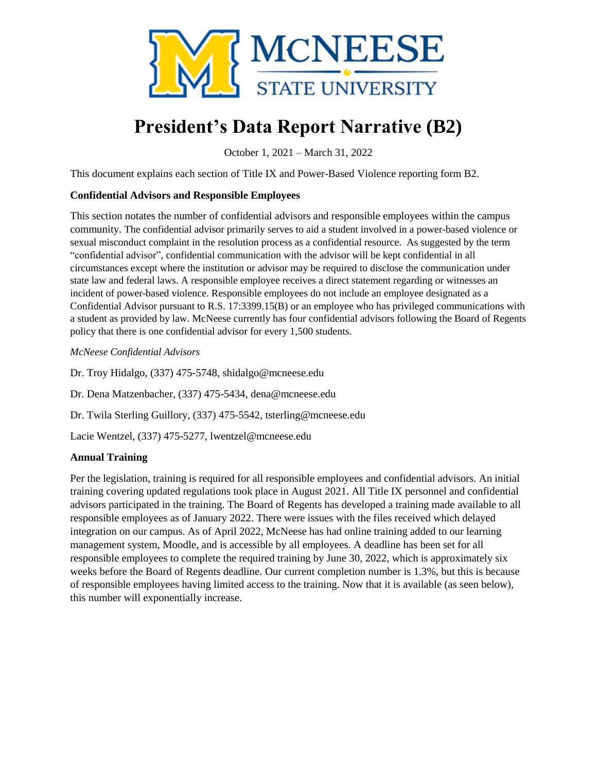# President's Data Report Narrative (B2)

October 1, 2021 – March 31, 2022

This document explains each section of Title IX and Power-Based Violence reporting form B2.

**Confidential Advisors and Responsible Employees**

This section notates the number of confidential advisors and responsible employees within the campus community. The confidential advisor primarily serves to aid a student involved in a power-based violence or sexual misconduct complaint in the resolution process as a confidential resource. As suggested by the term "confidential advisor", confidential communication with the advisor will be kept confidential in all circumstances except where the institution or advisor may be required to disclose the communication under state law and federal laws. A responsible employee receives a direct statement regarding or witnesses an incident of power-based violence. Responsible employees do not include an employee designated as a Confidential Advisor pursuant to R.S. 17:3399.15(B) or an employee who has privileged communications with a student as provided by law. McNeese currently has four confidential advisors following the Board of Regents policy that there is one confidential advisor for every 1,500 students.

*McNeese Confidential Advisors*

Dr. Troy Hidalgo, (337) 475-5748, shidalgo@mcneese.edu

Dr. Dena Matzenbacher, (337) 475-5434, dena@mcneese.edu

Dr. Twila Sterling Guillory, (337) 475-5542, tsterling@mcneese.edu

Lacie Wentzel, (337) 475-5277, lwentzel@mcneese.edu

**Annual Training**

Per the legislation, training is required for all responsible employees and confidential advisors. An initial training covering updated regulations took place in August 2021. All Title IX personnel and confidential advisors participated in the training. The Board of Regents has developed a training made available to all responsible employees as of January 2022. There were issues with the files received which delayed integration on our campus. As of April 2022, McNeese has had online training added to our learning management system, Moodle, and is accessible by all employees. A deadline has been set for all responsible employees to complete the required training by June 30, 2022, which is approximately six weeks before the Board of Regents deadline. Our current completion number is 1.3%, but this is because of responsible employees having limited access to the training. Now that it is available (as seen below), this number will exponentially increase.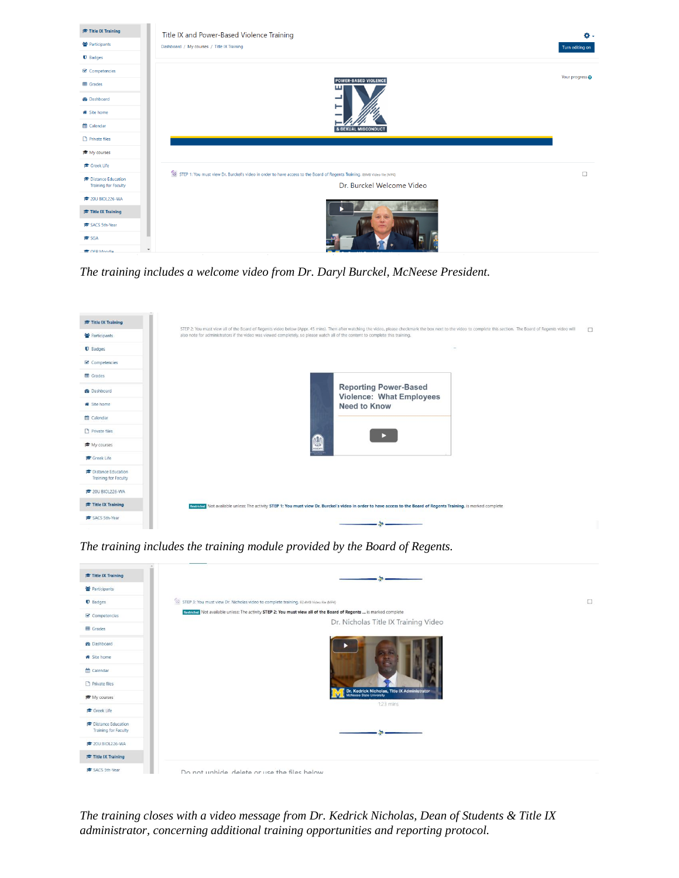*The training includes a welcome video from Dr. Daryl Burckel, McNeese President.*

*The training includes the training module provided by the Board of Regents.*

*The training closes with a video message from Dr. Kedrick Nicholas, Dean of Students & Title IX administrator, concerning additional training opportunities and reporting protocol.*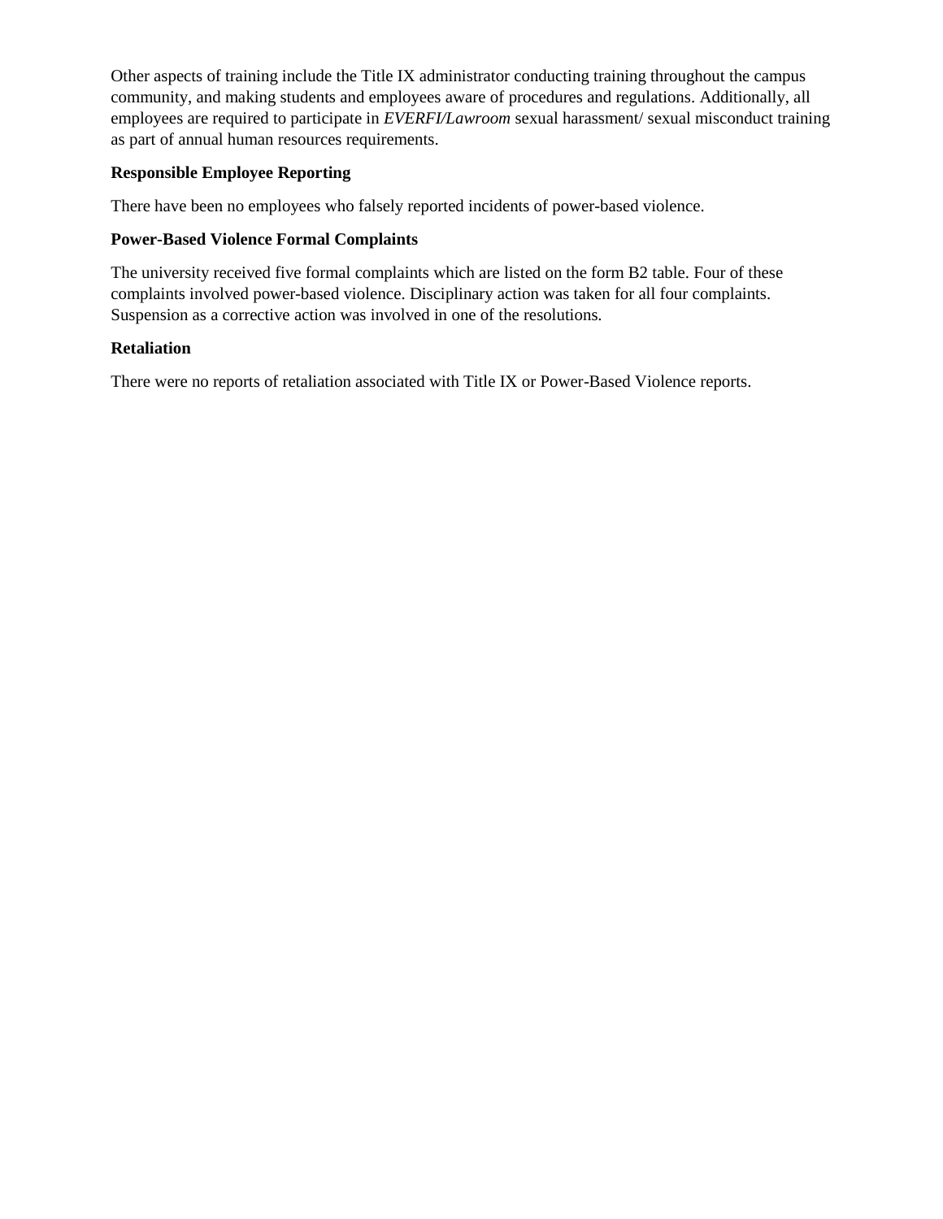Other aspects of training include the Title IX administrator conducting training throughout the campus community, and making students and employees aware of procedures and regulations. Additionally, all employees are required to participate in *EVERFI/Lawroom* sexual harassment/ sexual misconduct training as part of annual human resources requirements.

**Responsible Employee Reporting**

There have been no employees who falsely reported incidents of power-based violence.

**Power-Based Violence Formal Complaints**

The university received five formal complaints which are listed on the form B2 table. Four of these complaints involved power-based violence. Disciplinary action was taken for all four complaints. Suspension as a corrective action was involved in one of the resolutions.

**Retaliation**

There were no reports of retaliation associated with Title IX or Power-Based Violence reports.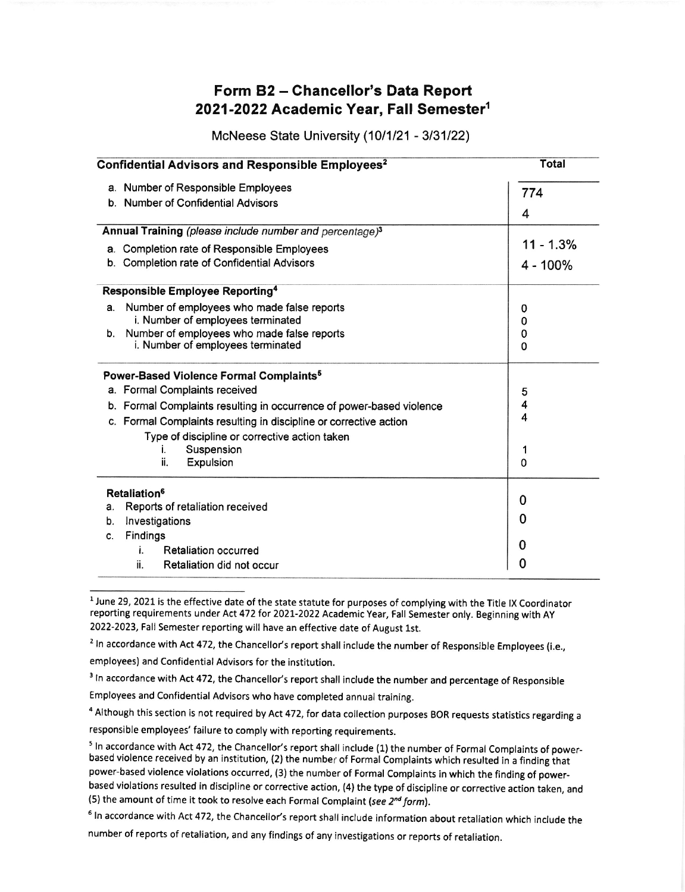# Form B2 – Chancellor's Data Report 2021-2022 Academic Year, Fall Semester[1]

McNeese State University (10/1/21 - 3/31/22)

| Confidential Advisors and Responsible Employees[2] | Total |
|---|---|
| a. Number of Responsible Employees | 774 |
| b. Number of Confidential Advisors | 4 |
| **Annual Training** *(please include number and percentage)*[3] | |
| a. Completion rate of Responsible Employees | 11 - 1.3% |
| b. Completion rate of Confidential Advisors | 4 - 100% |
| **Responsible Employee Reporting[4]** | |
| a. Number of employees who made false reports | 0 |
| i. Number of employees terminated | 0 |
| b. Number of employees who made false reports | 0 |
| i. Number of employees terminated | 0 |
| **Power-Based Violence Formal Complaints[5]** | |
| a. Formal Complaints received | 5 |
| b. Formal Complaints resulting in occurrence of power-based violence | 4 |
| c. Formal Complaints resulting in discipline or corrective action | 4 |
| Type of discipline or corrective action taken | |
| i. Suspension | 1 |
| ii. Expulsion | 0 |
| **Retaliation[6]** | |
| a. Reports of retaliation received | 0 |
| b. Investigations | 0 |
| c. Findings | |
| i. Retaliation occurred | 0 |
| ii. Retaliation did not occur | 0 |

[1] June 29, 2021 is the effective date of the state statute for purposes of complying with the Title IX Coordinator reporting requirements under Act 472 for 2021-2022 Academic Year, Fall Semester only. Beginning with AY 2022-2023, Fall Semester reporting will have an effective date of August 1st.

[2] In accordance with Act 472, the Chancellor's report shall include the number of Responsible Employees (i.e., employees) and Confidential Advisors for the institution.

[3] In accordance with Act 472, the Chancellor's report shall include the number and percentage of Responsible Employees and Confidential Advisors who have completed annual training.

[4] Although this section is not required by Act 472, for data collection purposes BOR requests statistics regarding a responsible employees' failure to comply with reporting requirements.

[5] In accordance with Act 472, the Chancellor's report shall include (1) the number of Formal Complaints of power-based violence received by an institution, (2) the number of Formal Complaints which resulted in a finding that power-based violence violations occurred, (3) the number of Formal Complaints in which the finding of power-based violations resulted in discipline or corrective action, (4) the type of discipline or corrective action taken, and (5) the amount of time it took to resolve each Formal Complaint *(see 2nd form)*.

[6] In accordance with Act 472, the Chancellor's report shall include information about retaliation which include the number of reports of retaliation, and any findings of any investigations or reports of retaliation.